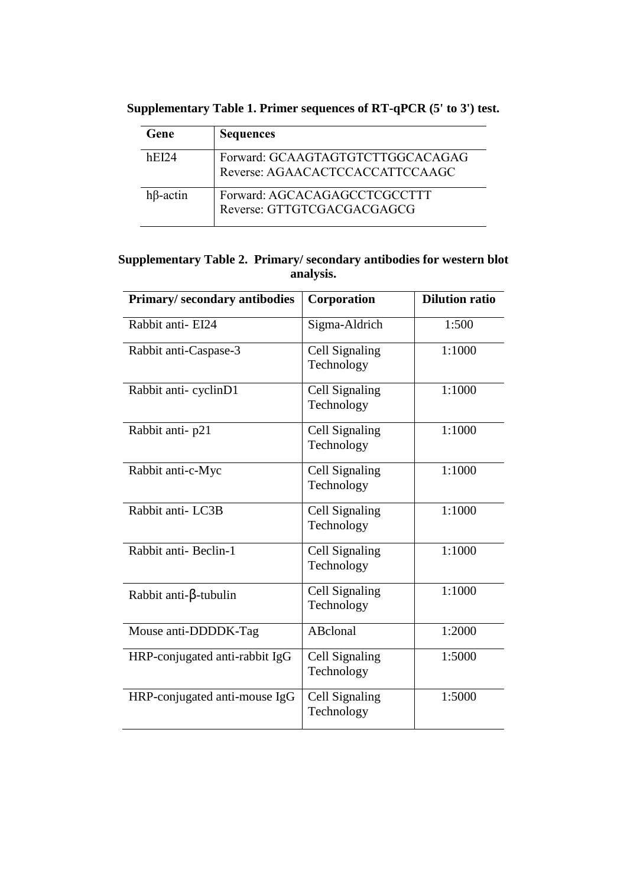**Supplementary Table 1. Primer sequences of RT-qPCR (5' to 3') test.**

| Gene | Sequences |
|---|---|
| hEI24 | Forward: GCAAGTAGTGTCTTGGCACAGAG<br>Reverse: AGAACACTCCACCATTCCAAGC |
| hβ-actin | Forward: AGCACAGAGCCTCGCCTTT<br>Reverse: GTTGTCGACGACGAGCG |

**Supplementary Table 2. Primary/ secondary antibodies for western blot analysis.**

| Primary/ secondary antibodies | Corporation | Dilution ratio |
|---|---|---|
| Rabbit anti- EI24 | Sigma-Aldrich | 1:500 |
| Rabbit anti-Caspase-3 | Cell Signaling Technology | 1:1000 |
| Rabbit anti- cyclinD1 | Cell Signaling Technology | 1:1000 |
| Rabbit anti- p21 | Cell Signaling Technology | 1:1000 |
| Rabbit anti-c-Myc | Cell Signaling Technology | 1:1000 |
| Rabbit anti- LC3B | Cell Signaling Technology | 1:1000 |
| Rabbit anti- Beclin-1 | Cell Signaling Technology | 1:1000 |
| Rabbit anti-β-tubulin | Cell Signaling Technology | 1:1000 |
| Mouse anti-DDDDK-Tag | ABclonal | 1:2000 |
| HRP-conjugated anti-rabbit IgG | Cell Signaling Technology | 1:5000 |
| HRP-conjugated anti-mouse IgG | Cell Signaling Technology | 1:5000 |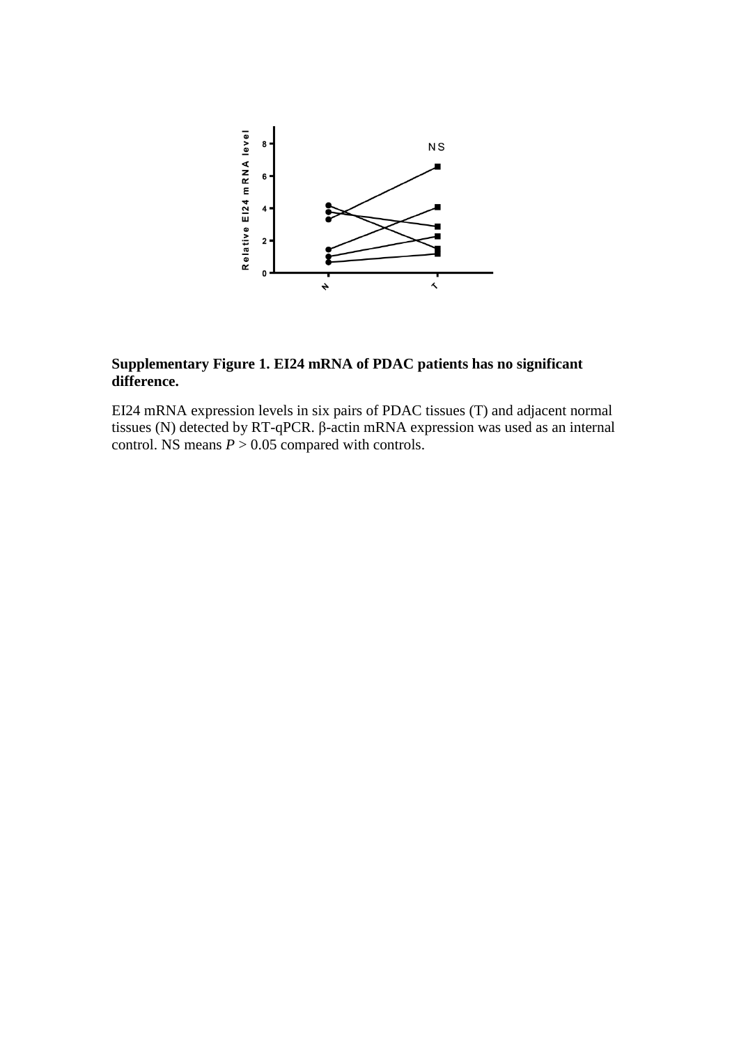**Supplementary Figure 1. EI24 mRNA of PDAC patients has no significant difference.**

EI24 mRNA expression levels in six pairs of PDAC tissues (T) and adjacent normal tissues (N) detected by RT-qPCR. β-actin mRNA expression was used as an internal control. NS means $P > 0.05$ compared with controls.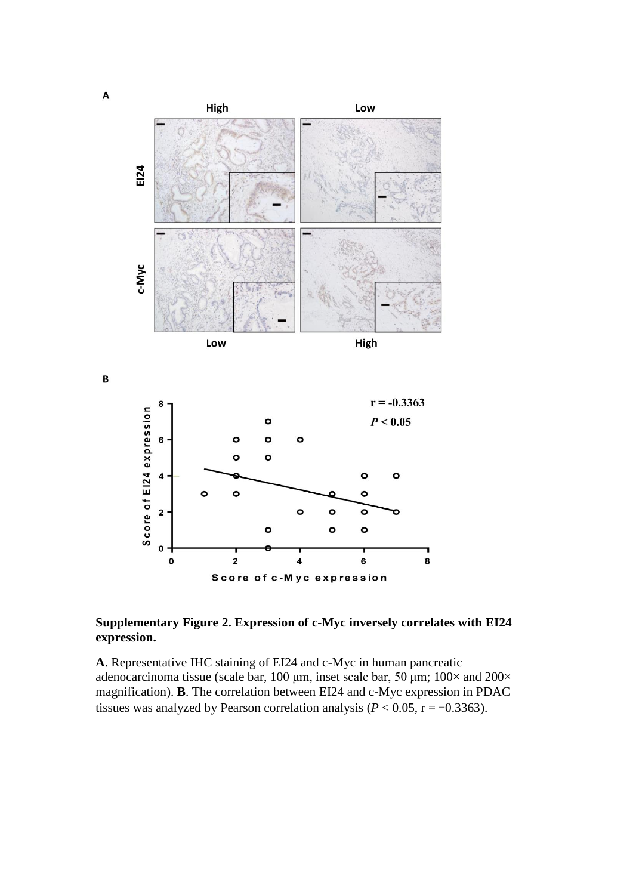A

High

Low

EI24

c-Myc

Low

High

B

r = -0.3363

*P* < 0.05

Score of EI24 expression

Score of c-Myc expression

0

2

4

6

8

**Supplementary Figure 2. Expression of c-Myc inversely correlates with EI24 expression.**

**A**. Representative IHC staining of EI24 and c-Myc in human pancreatic adenocarcinoma tissue (scale bar, 100 μm, inset scale bar, 50 μm; 100× and 200× magnification). **B**. The correlation between EI24 and c-Myc expression in PDAC tissues was analyzed by Pearson correlation analysis ($P < 0.05$, $r = -0.3363$).